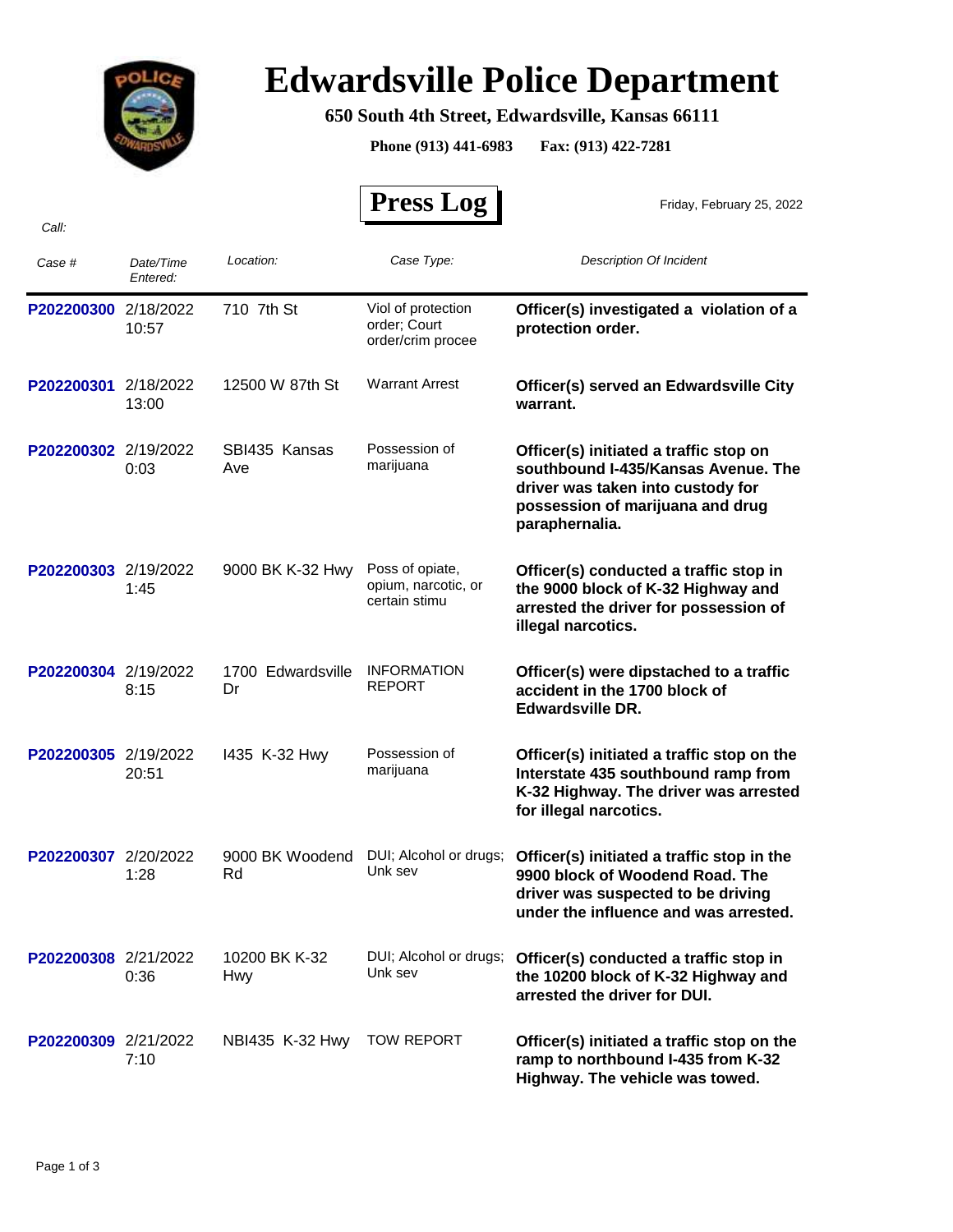# Edwardsville Police Department

**650 South 4th Street, Edwardsville, Kansas 66111**

**Phone (913) 441-6983 Fax: (913) 422-7281**

## Press Log

Friday, February 25, 2022

*Call:*

| *Case #* | *Date/Time Entered:* | *Location:* | *Case Type:* | *Description Of Incident* |
|---|---|---|---|---|
| P202200300 | 2/18/2022 10:57 | 710 7th St | Viol of protection order; Court order/crim procee | **Officer(s) investigated a violation of a protection order.** |
| P202200301 | 2/18/2022 13:00 | 12500 W 87th St | Warrant Arrest | **Officer(s) served an Edwardsville City warrant.** |
| P202200302 | 2/19/2022 0:03 | SBI435 Kansas Ave | Possession of marijuana | **Officer(s) initiated a traffic stop on southbound I-435/Kansas Avenue. The driver was taken into custody for possession of marijuana and drug paraphernalia.** |
| P202200303 | 2/19/2022 1:45 | 9000 BK K-32 Hwy | Poss of opiate, opium, narcotic, or certain stimu | **Officer(s) conducted a traffic stop in the 9000 block of K-32 Highway and arrested the driver for possession of illegal narcotics.** |
| P202200304 | 2/19/2022 8:15 | 1700 Edwardsville Dr | INFORMATION REPORT | **Officer(s) were dipstached to a traffic accident in the 1700 block of Edwardsville DR.** |
| P202200305 | 2/19/2022 20:51 | I435 K-32 Hwy | Possession of marijuana | **Officer(s) initiated a traffic stop on the Interstate 435 southbound ramp from K-32 Highway. The driver was arrested for illegal narcotics.** |
| P202200307 | 2/20/2022 1:28 | 9000 BK Woodend Rd | DUI; Alcohol or drugs; Unk sev | **Officer(s) initiated a traffic stop in the 9900 block of Woodend Road. The driver was suspected to be driving under the influence and was arrested.** |
| P202200308 | 2/21/2022 0:36 | 10200 BK K-32 Hwy | DUI; Alcohol or drugs; Unk sev | **Officer(s) conducted a traffic stop in the 10200 block of K-32 Highway and arrested the driver for DUI.** |
| P202200309 | 2/21/2022 7:10 | NBI435 K-32 Hwy | TOW REPORT | **Officer(s) initiated a traffic stop on the ramp to northbound I-435 from K-32 Highway. The vehicle was towed.** |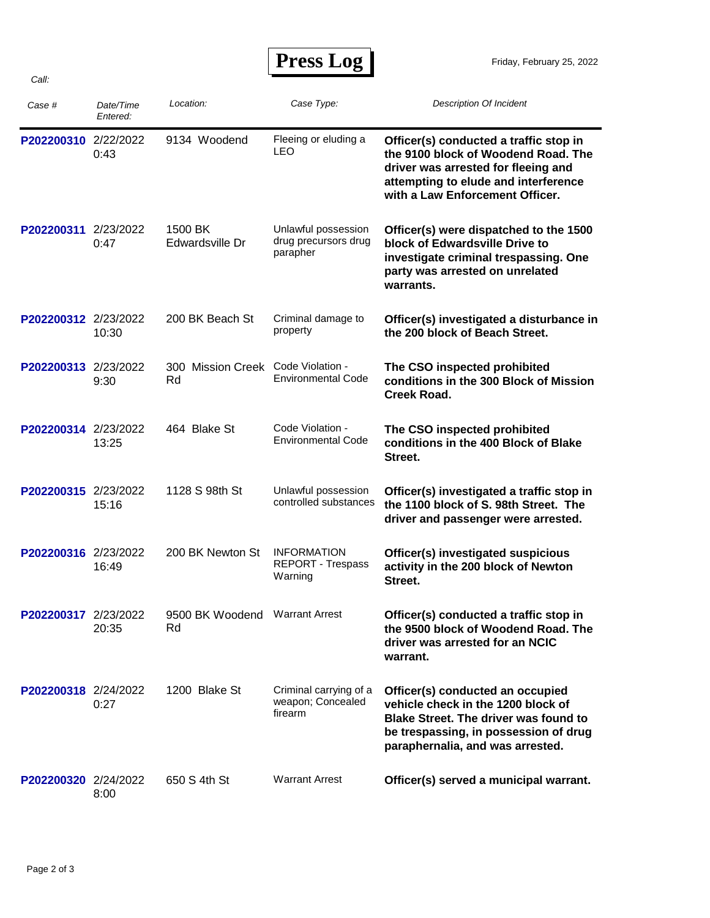# Press Log

Friday, February 25, 2022

*Call:*

| *Case #* | *Date/Time Entered:* | *Location:* | *Case Type:* | *Description Of Incident* |
|---|---|---|---|---|
| P202200310 | 2/22/2022 0:43 | 9134 Woodend | Fleeing or eluding a LEO | **Officer(s) conducted a traffic stop in the 9100 block of Woodend Road. The driver was arrested for fleeing and attempting to elude and interference with a Law Enforcement Officer.** |
| P202200311 | 2/23/2022 0:47 | 1500 BK Edwardsville Dr | Unlawful possession drug precursors drug parapher | **Officer(s) were dispatched to the 1500 block of Edwardsville Drive to investigate criminal trespassing. One party was arrested on unrelated warrants.** |
| P202200312 | 2/23/2022 10:30 | 200 BK Beach St | Criminal damage to property | **Officer(s) investigated a disturbance in the 200 block of Beach Street.** |
| P202200313 | 2/23/2022 9:30 | 300 Mission Creek Rd | Code Violation - Environmental Code | **The CSO inspected prohibited conditions in the 300 Block of Mission Creek Road.** |
| P202200314 | 2/23/2022 13:25 | 464 Blake St | Code Violation - Environmental Code | **The CSO inspected prohibited conditions in the 400 Block of Blake Street.** |
| P202200315 | 2/23/2022 15:16 | 1128 S 98th St | Unlawful possession controlled substances | **Officer(s) investigated a traffic stop in the 1100 block of S. 98th Street. The driver and passenger were arrested.** |
| P202200316 | 2/23/2022 16:49 | 200 BK Newton St | INFORMATION REPORT - Trespass Warning | **Officer(s) investigated suspicious activity in the 200 block of Newton Street.** |
| P202200317 | 2/23/2022 20:35 | 9500 BK Woodend Rd | Warrant Arrest | **Officer(s) conducted a traffic stop in the 9500 block of Woodend Road. The driver was arrested for an NCIC warrant.** |
| P202200318 | 2/24/2022 0:27 | 1200 Blake St | Criminal carrying of a weapon; Concealed firearm | **Officer(s) conducted an occupied vehicle check in the 1200 block of Blake Street. The driver was found to be trespassing, in possession of drug paraphernalia, and was arrested.** |
| P202200320 | 2/24/2022 8:00 | 650 S 4th St | Warrant Arrest | **Officer(s) served a municipal warrant.** |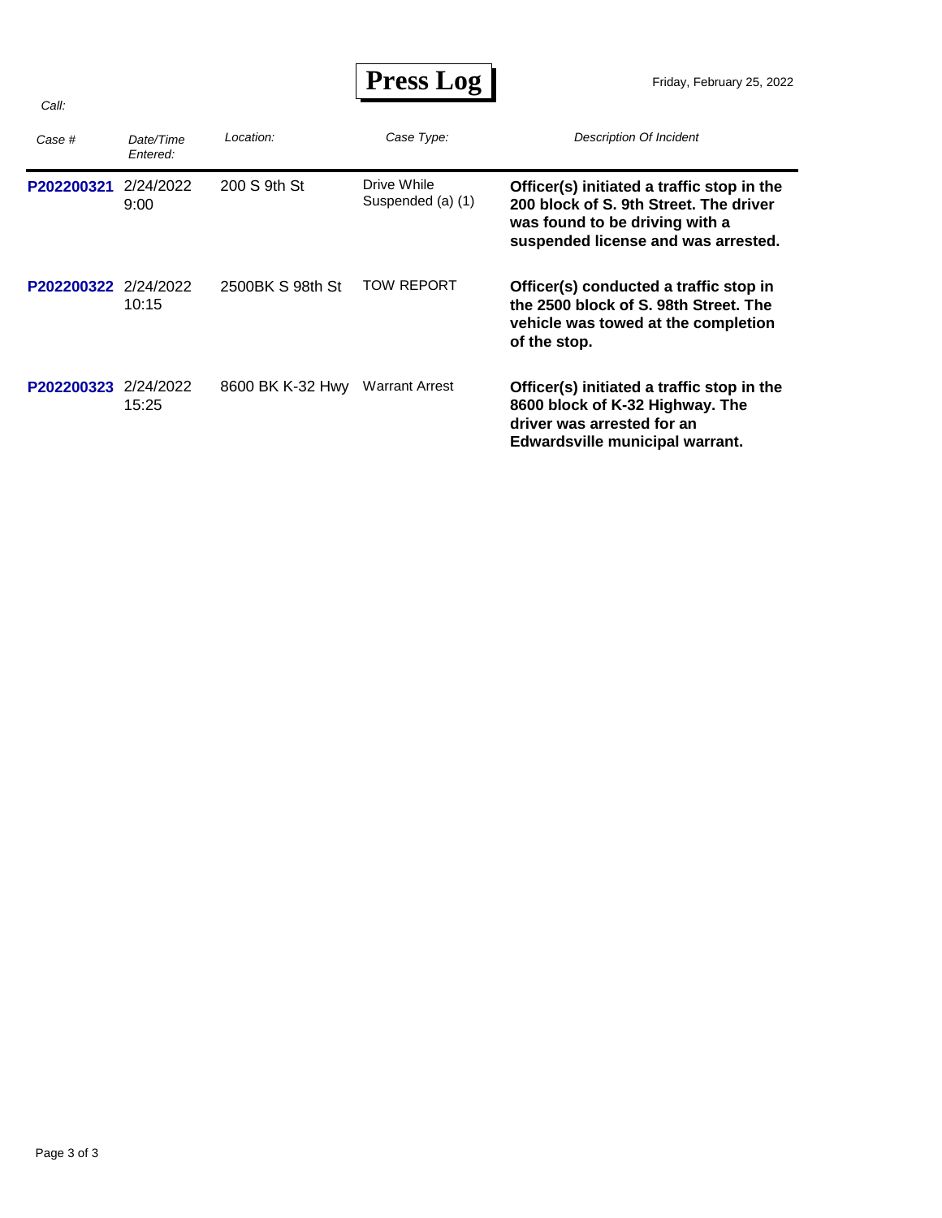# Press Log

Friday, February 25, 2022

*Call:*

| *Case #* | *Date/Time Entered:* | *Location:* | *Case Type:* | *Description Of Incident* |
|---|---|---|---|---|
| P202200321 | 2/24/2022 9:00 | 200 S 9th St | Drive While Suspended (a) (1) | **Officer(s) initiated a traffic stop in the 200 block of S. 9th Street. The driver was found to be driving with a suspended license and was arrested.** |
| P202200322 | 2/24/2022 10:15 | 2500BK S 98th St | TOW REPORT | **Officer(s) conducted a traffic stop in the 2500 block of S. 98th Street. The vehicle was towed at the completion of the stop.** |
| P202200323 | 2/24/2022 15:25 | 8600 BK K-32 Hwy | Warrant Arrest | **Officer(s) initiated a traffic stop in the 8600 block of K-32 Highway. The driver was arrested for an Edwardsville municipal warrant.** |